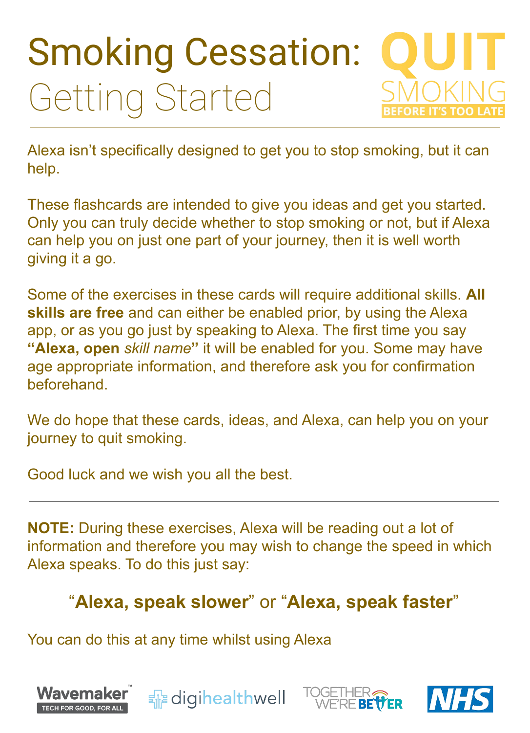# Smoking Cessation: Getting Started

QUIT SMOKING
BEFORE IT'S TOO LATE

Alexa isn't specifically designed to get you to stop smoking, but it can help.

These flashcards are intended to give you ideas and get you started. Only you can truly decide whether to stop smoking or not, but if Alexa can help you on just one part of your journey, then it is well worth giving it a go.

Some of the exercises in these cards will require additional skills. **All skills are free** and can either be enabled prior, by using the Alexa app, or as you go just by speaking to Alexa. The first time you say **"Alexa, open** *skill name***"** it will be enabled for you. Some may have age appropriate information, and therefore ask you for confirmation beforehand.

We do hope that these cards, ideas, and Alexa, can help you on your journey to quit smoking.

Good luck and we wish you all the best.

---

**NOTE:** During these exercises, Alexa will be reading out a lot of information and therefore you may wish to change the speed in which Alexa speaks. To do this just say:

"**Alexa, speak slower**" or "**Alexa, speak faster**"

You can do this at any time whilst using Alexa

Wavemaker – TECH FOR GOOD, FOR ALL | digihealthwell | TOGETHER WE'RE BETTER | NHS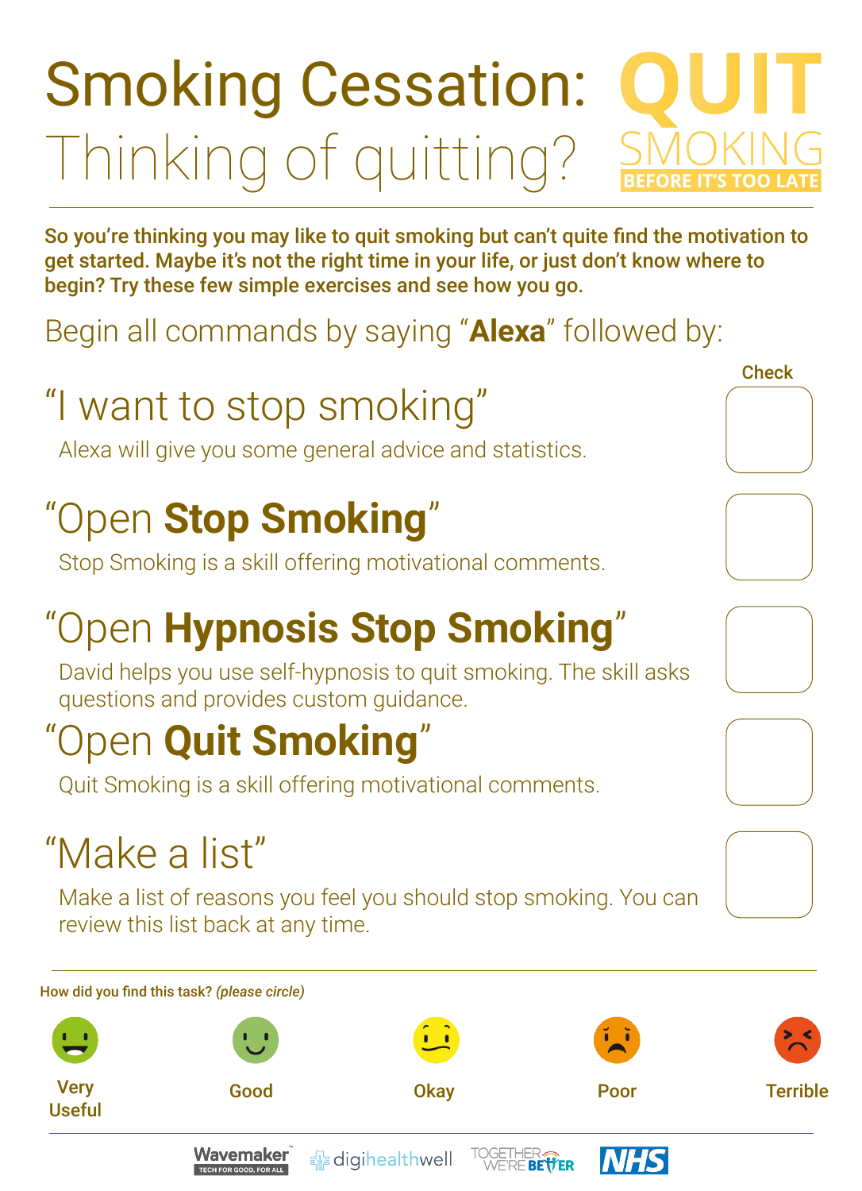# Smoking Cessation: Thinking of quitting?

QUIT SMOKING BEFORE IT'S TOO LATE

**So you're thinking you may like to quit smoking but can't quite find the motivation to get started. Maybe it's not the right time in your life, or just don't know where to begin? Try these few simple exercises and see how you go.**

Begin all commands by saying "**Alexa**" followed by:

| | Check |
|---|---|
| **"I want to stop smoking"**<br>Alexa will give you some general advice and statistics. | ☐ |
| **"Open Stop Smoking"**<br>Stop Smoking is a skill offering motivational comments. | ☐ |
| **"Open Hypnosis Stop Smoking"**<br>David helps you use self-hypnosis to quit smoking. The skill asks questions and provides custom guidance. | ☐ |
| **"Open Quit Smoking"**<br>Quit Smoking is a skill offering motivational comments. | ☐ |
| **"Make a list"**<br>Make a list of reasons you feel you should stop smoking. You can review this list back at any time. | ☐ |

**How did you find this task?** ***(please circle)***

Very Useful | Good | Okay | Poor | Terrible

Wavemaker TECH FOR GOOD, FOR ALL | digihealthwell | TOGETHER WE'RE BETTER | NHS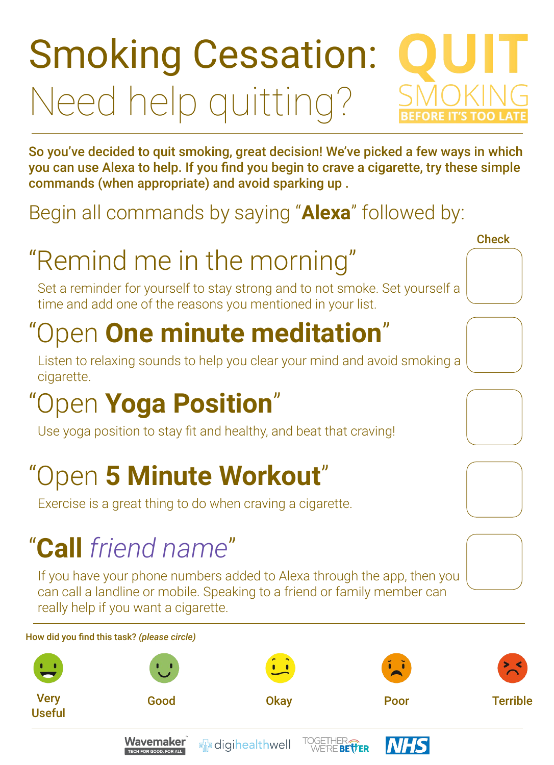# Smoking Cessation: Need help quitting?

QUIT SMOKING BEFORE IT'S TOO LATE

**So you've decided to quit smoking, great decision! We've picked a few ways in which you can use Alexa to help. If you find you begin to crave a cigarette, try these simple commands (when appropriate) and avoid sparking up .**

Begin all commands by saying "**Alexa**" followed by:

Check

## "Remind me in the morning"

Set a reminder for yourself to stay strong and to not smoke. Set yourself a time and add one of the reasons you mentioned in your list.

## "Open **One minute meditation**"

Listen to relaxing sounds to help you clear your mind and avoid smoking a cigarette.

## "Open **Yoga Position**"

Use yoga position to stay fit and healthy, and beat that craving!

## "Open **5 Minute Workout**"

Exercise is a great thing to do when craving a cigarette.

## "**Call** *friend name*"

If you have your phone numbers added to Alexa through the app, then you can call a landline or mobile. Speaking to a friend or family member can really help if you want a cigarette.

**How did you find this task?** ***(please circle)***

Very Useful | Good | Okay | Poor | Terrible

Wavemaker TECH FOR GOOD, FOR ALL | digihealthwell | TOGETHER WE'RE BETTER | NHS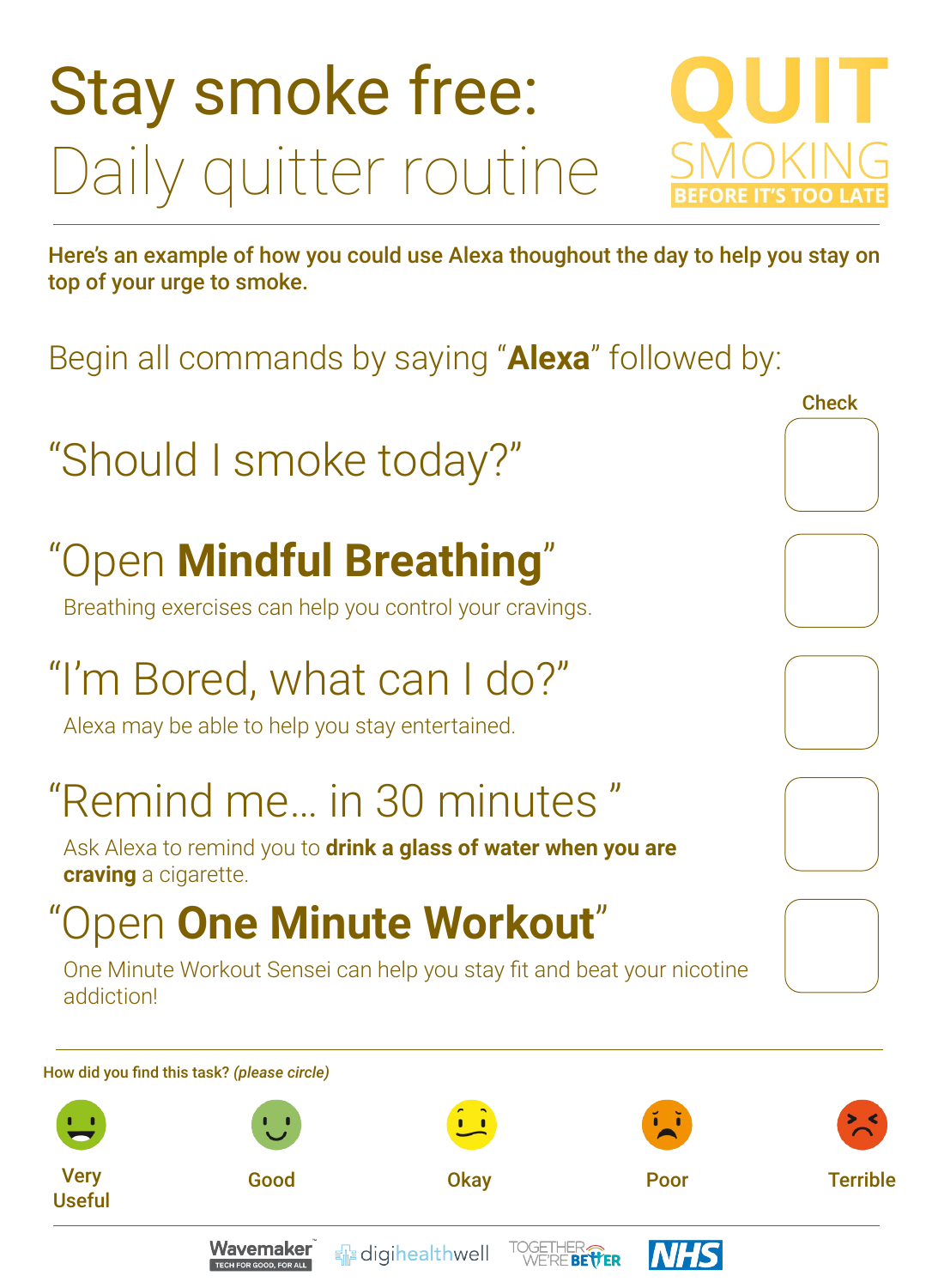# Stay smoke free:
## Daily quitter routine

QUIT SMOKING BEFORE IT'S TOO LATE

**Here's an example of how you could use Alexa thoughout the day to help you stay on top of your urge to smoke.**

Begin all commands by saying "**Alexa**" followed by:

| | Check |
|---|---|
| "Should I smoke today?" | ☐ |
| "Open **Mindful Breathing**"<br>Breathing exercises can help you control your cravings. | ☐ |
| "I'm Bored, what can I do?"<br>Alexa may be able to help you stay entertained. | ☐ |
| "Remind me... in 30 minutes "<br>Ask Alexa to remind you to **drink a glass of water when you are craving** a cigarette. | ☐ |
| "Open **One Minute Workout**"<br>One Minute Workout Sensei can help you stay fit and beat your nicotine addiction! | ☐ |

**How did you find this task?** ***(please circle)***

Very Useful | Good | Okay | Poor | Terrible

Wavemaker TECH FOR GOOD, FOR ALL | digihealthwell | TOGETHER WE'RE BETTER | NHS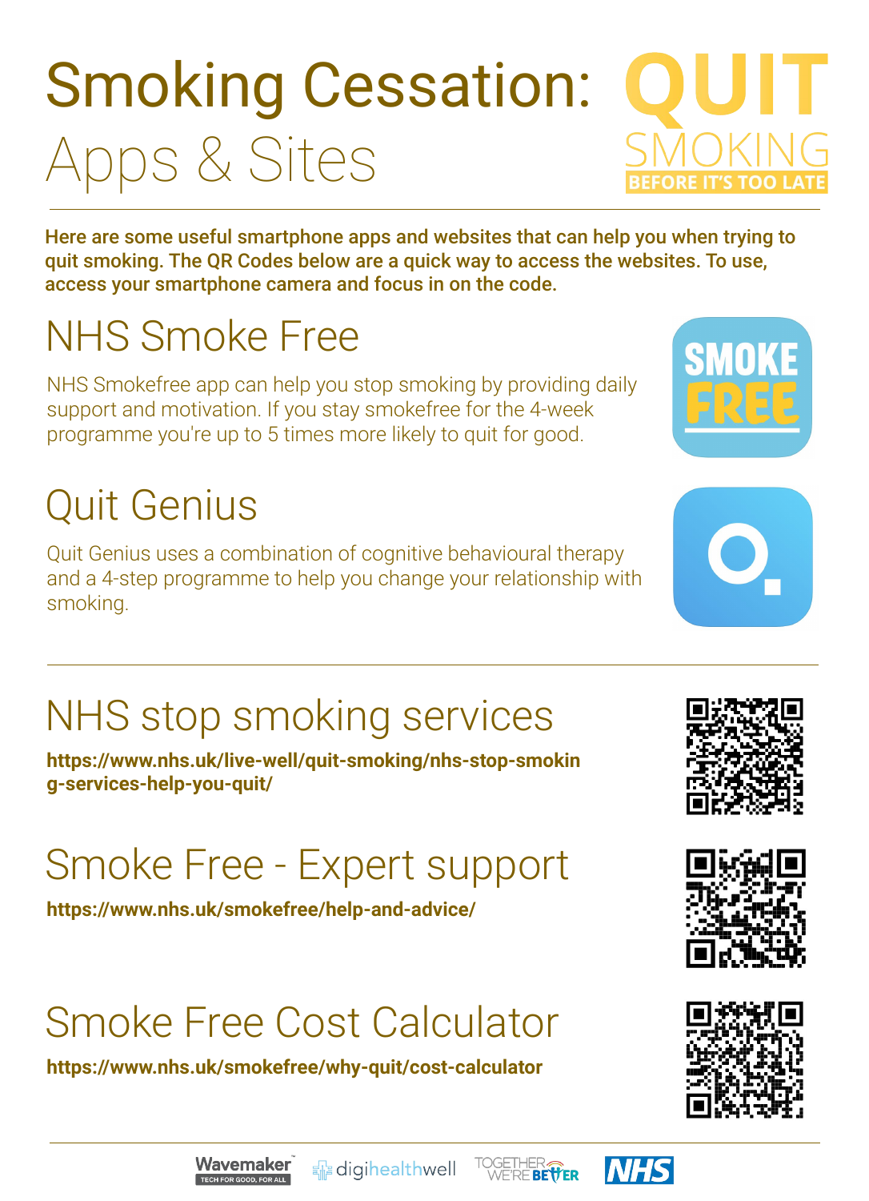# Smoking Cessation: Apps & Sites

QUIT SMOKING BEFORE IT'S TOO LATE

**Here are some useful smartphone apps and websites that can help you when trying to quit smoking. The QR Codes below are a quick way to access the websites. To use, access your smartphone camera and focus in on the code.**

## NHS Smoke Free

NHS Smokefree app can help you stop smoking by providing daily support and motivation. If you stay smokefree for the 4-week programme you're up to 5 times more likely to quit for good.

## Quit Genius

Quit Genius uses a combination of cognitive behavioural therapy and a 4-step programme to help you change your relationship with smoking.

## NHS stop smoking services

**https://www.nhs.uk/live-well/quit-smoking/nhs-stop-smoking-services-help-you-quit/**

## Smoke Free - Expert support

**https://www.nhs.uk/smokefree/help-and-advice/**

## Smoke Free Cost Calculator

**https://www.nhs.uk/smokefree/why-quit/cost-calculator**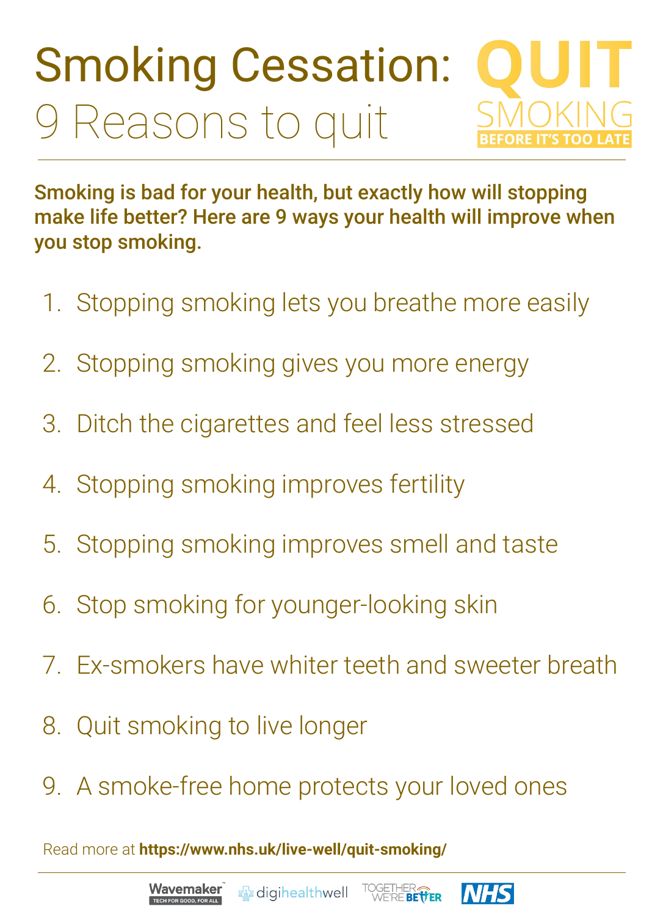# Smoking Cessation: 9 Reasons to quit

QUIT SMOKING BEFORE IT'S TOO LATE

**Smoking is bad for your health, but exactly how will stopping make life better? Here are 9 ways your health will improve when you stop smoking.**

1. Stopping smoking lets you breathe more easily
2. Stopping smoking gives you more energy
3. Ditch the cigarettes and feel less stressed
4. Stopping smoking improves fertility
5. Stopping smoking improves smell and taste
6. Stop smoking for younger-looking skin
7. Ex-smokers have whiter teeth and sweeter breath
8. Quit smoking to live longer
9. A smoke-free home protects your loved ones

Read more at **https://www.nhs.uk/live-well/quit-smoking/**

Wavemaker TECH FOR GOOD, FOR ALL · digihealthwell · TOGETHER WE'RE BETTER · NHS